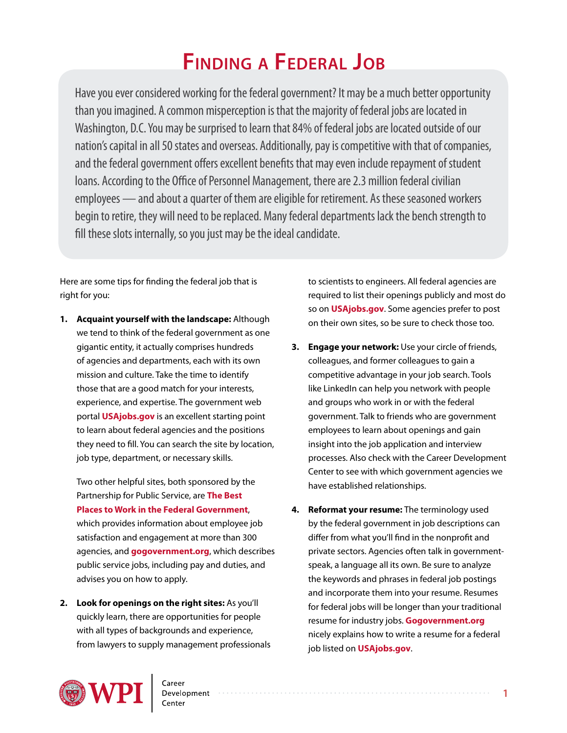# Finding a Federal Job

Have you ever considered working for the federal government? It may be a much better opportunity than you imagined. A common misperception is that the majority of federal jobs are located in Washington, D.C. You may be surprised to learn that 84% of federal jobs are located outside of our nation's capital in all 50 states and overseas. Additionally, pay is competitive with that of companies, and the federal government offers excellent benefits that may even include repayment of student loans. According to the Office of Personnel Management, there are 2.3 million federal civilian employees — and about a quarter of them are eligible for retirement. As these seasoned workers begin to retire, they will need to be replaced. Many federal departments lack the bench strength to fill these slots internally, so you just may be the ideal candidate.

Here are some tips for finding the federal job that is right for you:

1. **Acquaint yourself with the landscape:** Although we tend to think of the federal government as one gigantic entity, it actually comprises hundreds of agencies and departments, each with its own mission and culture. Take the time to identify those that are a good match for your interests, experience, and expertise. The government web portal **USAjobs.gov** is an excellent starting point to learn about federal agencies and the positions they need to fill. You can search the site by location, job type, department, or necessary skills.

   Two other helpful sites, both sponsored by the Partnership for Public Service, are **The Best Places to Work in the Federal Government**, which provides information about employee job satisfaction and engagement at more than 300 agencies, and **gogovernment.org**, which describes public service jobs, including pay and duties, and advises you on how to apply.

2. **Look for openings on the right sites:** As you'll quickly learn, there are opportunities for people with all types of backgrounds and experience, from lawyers to supply management professionals to scientists to engineers. All federal agencies are required to list their openings publicly and most do so on **USAjobs.gov**. Some agencies prefer to post on their own sites, so be sure to check those too.

3. **Engage your network:** Use your circle of friends, colleagues, and former colleagues to gain a competitive advantage in your job search. Tools like LinkedIn can help you network with people and groups who work in or with the federal government. Talk to friends who are government employees to learn about openings and gain insight into the job application and interview processes. Also check with the Career Development Center to see with which government agencies we have established relationships.

4. **Reformat your resume:** The terminology used by the federal government in job descriptions can differ from what you'll find in the nonprofit and private sectors. Agencies often talk in government-speak, a language all its own. Be sure to analyze the keywords and phrases in federal job postings and incorporate them into your resume. Resumes for federal jobs will be longer than your traditional resume for industry jobs. **Gogovernment.org** nicely explains how to write a resume for a federal job listed on **USAjobs.gov**.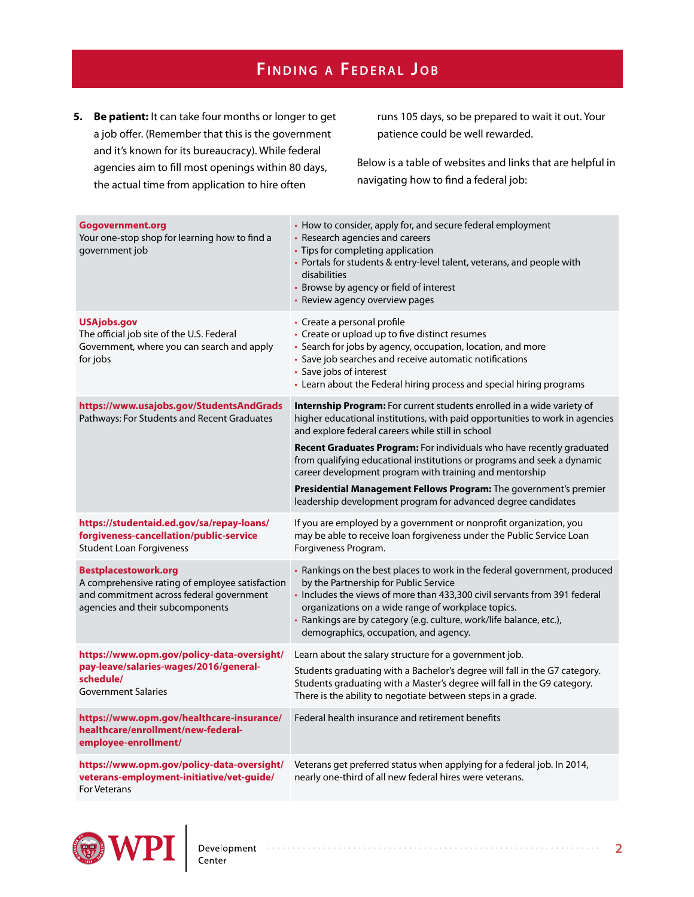## Finding a Federal Job

5. **Be patient:** It can take four months or longer to get a job offer. (Remember that this is the government and it's known for its bureaucracy). While federal agencies aim to fill most openings within 80 days, the actual time from application to hire often runs 105 days, so be prepared to wait it out. Your patience could be well rewarded.

Below is a table of websites and links that are helpful in navigating how to find a federal job:

| Resource | Details |
|---|---|
| **Gogovernment.org**<br>Your one-stop shop for learning how to find a government job | • How to consider, apply for, and secure federal employment<br>• Research agencies and careers<br>• Tips for completing application<br>• Portals for students & entry-level talent, veterans, and people with disabilities<br>• Browse by agency or field of interest<br>• Review agency overview pages |
| **USAjobs.gov**<br>The official job site of the U.S. Federal Government, where you can search and apply for jobs | • Create a personal profile<br>• Create or upload up to five distinct resumes<br>• Search for jobs by agency, occupation, location, and more<br>• Save job searches and receive automatic notifications<br>• Save jobs of interest<br>• Learn about the Federal hiring process and special hiring programs |
| **https://www.usajobs.gov/StudentsAndGrads**<br>Pathways: For Students and Recent Graduates | **Internship Program:** For current students enrolled in a wide variety of higher educational institutions, with paid opportunities to work in agencies and explore federal careers while still in school<br><br>**Recent Graduates Program:** For individuals who have recently graduated from qualifying educational institutions or programs and seek a dynamic career development program with training and mentorship<br><br>**Presidential Management Fellows Program:** The government's premier leadership development program for advanced degree candidates |
| **https://studentaid.ed.gov/sa/repay-loans/forgiveness-cancellation/public-service**<br>Student Loan Forgiveness | If you are employed by a government or nonprofit organization, you may be able to receive loan forgiveness under the Public Service Loan Forgiveness Program. |
| **Bestplacestowork.org**<br>A comprehensive rating of employee satisfaction and commitment across federal government agencies and their subcomponents | • Rankings on the best places to work in the federal government, produced by the Partnership for Public Service<br>• Includes the views of more than 433,300 civil servants from 391 federal organizations on a wide range of workplace topics.<br>• Rankings are by category (e.g. culture, work/life balance, etc.), demographics, occupation, and agency. |
| **https://www.opm.gov/policy-data-oversight/pay-leave/salaries-wages/2016/general-schedule/**<br>Government Salaries | Learn about the salary structure for a government job.<br><br>Students graduating with a Bachelor's degree will fall in the G7 category. Students graduating with a Master's degree will fall in the G9 category. There is the ability to negotiate between steps in a grade. |
| **https://www.opm.gov/healthcare-insurance/healthcare/enrollment/new-federal-employee-enrollment/** | Federal health insurance and retirement benefits |
| **https://www.opm.gov/policy-data-oversight/veterans-employment-initiative/vet-guide/**<br>For Veterans | Veterans get preferred status when applying for a federal job. In 2014, nearly one-third of all new federal hires were veterans. |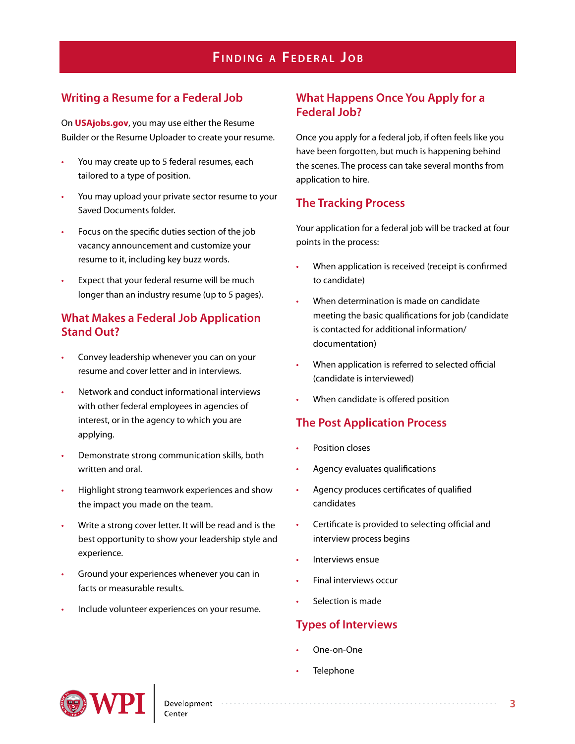# Finding a Federal Job

## Writing a Resume for a Federal Job

On **USAjobs.gov**, you may use either the Resume Builder or the Resume Uploader to create your resume.

- You may create up to 5 federal resumes, each tailored to a type of position.
- You may upload your private sector resume to your Saved Documents folder.
- Focus on the specific duties section of the job vacancy announcement and customize your resume to it, including key buzz words.
- Expect that your federal resume will be much longer than an industry resume (up to 5 pages).

## What Makes a Federal Job Application Stand Out?

- Convey leadership whenever you can on your resume and cover letter and in interviews.
- Network and conduct informational interviews with other federal employees in agencies of interest, or in the agency to which you are applying.
- Demonstrate strong communication skills, both written and oral.
- Highlight strong teamwork experiences and show the impact you made on the team.
- Write a strong cover letter. It will be read and is the best opportunity to show your leadership style and experience.
- Ground your experiences whenever you can in facts or measurable results.
- Include volunteer experiences on your resume.

## What Happens Once You Apply for a Federal Job?

Once you apply for a federal job, if often feels like you have been forgotten, but much is happening behind the scenes. The process can take several months from application to hire.

## The Tracking Process

Your application for a federal job will be tracked at four points in the process:

- When application is received (receipt is confirmed to candidate)
- When determination is made on candidate meeting the basic qualifications for job (candidate is contacted for additional information/ documentation)
- When application is referred to selected official (candidate is interviewed)
- When candidate is offered position

## The Post Application Process

- Position closes
- Agency evaluates qualifications
- Agency produces certificates of qualified candidates
- Certificate is provided to selecting official and interview process begins
- Interviews ensue
- Final interviews occur
- Selection is made

## Types of Interviews

- One-on-One
- Telephone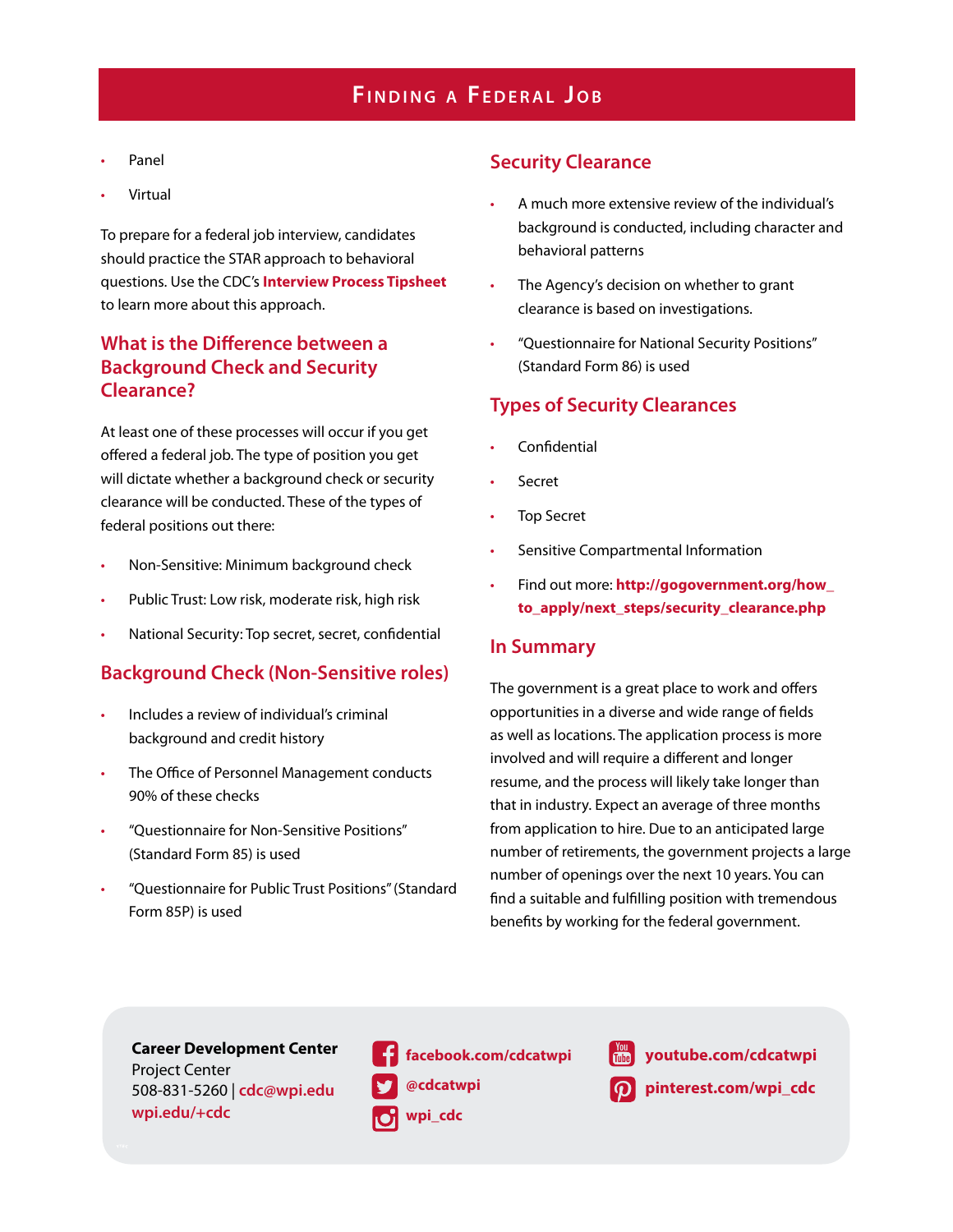- Panel
- Virtual

To prepare for a federal job interview, candidates should practice the STAR approach to behavioral questions. Use the CDC's **Interview Process Tipsheet** to learn more about this approach.

## What is the Difference between a Background Check and Security Clearance?

At least one of these processes will occur if you get offered a federal job. The type of position you get will dictate whether a background check or security clearance will be conducted. These of the types of federal positions out there:

- Non-Sensitive: Minimum background check
- Public Trust: Low risk, moderate risk, high risk
- National Security: Top secret, secret, confidential

## Background Check (Non-Sensitive roles)

- Includes a review of individual's criminal background and credit history
- The Office of Personnel Management conducts 90% of these checks
- "Questionnaire for Non-Sensitive Positions" (Standard Form 85) is used
- "Questionnaire for Public Trust Positions" (Standard Form 85P) is used

## Security Clearance

- A much more extensive review of the individual's background is conducted, including character and behavioral patterns
- The Agency's decision on whether to grant clearance is based on investigations.
- "Questionnaire for National Security Positions" (Standard Form 86) is used

## Types of Security Clearances

- Confidential
- Secret
- Top Secret
- Sensitive Compartmental Information
- Find out more: **http://gogovernment.org/how_to_apply/next_steps/security_clearance.php**

## In Summary

The government is a great place to work and offers opportunities in a diverse and wide range of fields as well as locations. The application process is more involved and will require a different and longer resume, and the process will likely take longer than that in industry. Expect an average of three months from application to hire. Due to an anticipated large number of retirements, the government projects a large number of openings over the next 10 years. You can find a suitable and fulfilling position with tremendous benefits by working for the federal government.

**Career Development Center**
Project Center
508-831-5260 | **cdc@wpi.edu**
**wpi.edu/+cdc**

**facebook.com/cdcatwpi**
**@cdcatwpi**
**wpi_cdc**
**youtube.com/cdcatwpi**
**pinterest.com/wpi_cdc**